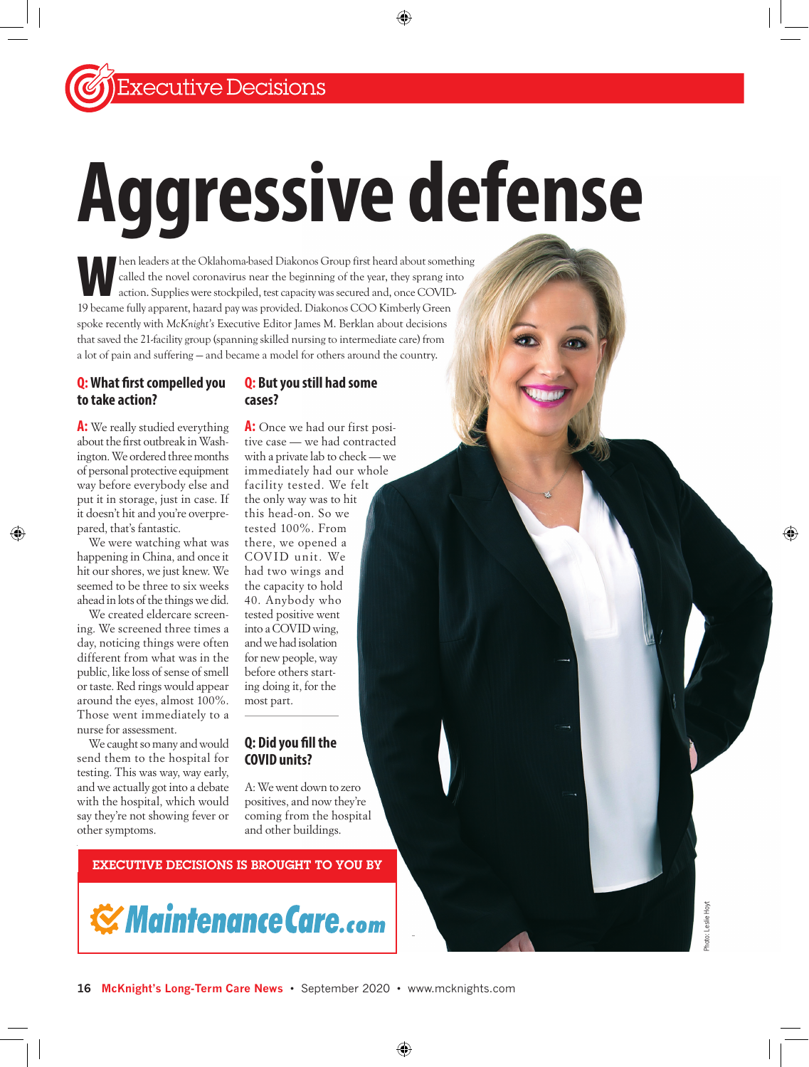# Executive Decisions

# Aggressive defense

When leaders at the Oklahoma-based Diakonos Group first heard about something called the novel coronavirus near the beginning of the year, they sprang into action. Supplies were stockpiled, test capacity was secured and, once COVID-19 became fully apparent, hazard pay was provided. Diakonos COO Kimberly Green spoke recently with *McKnight's* Executive Editor James M. Berklan about decisions that saved the 21-facility group (spanning skilled nursing to intermediate care) from a lot of pain and suffering — and became a model for others around the country.

**Q: What first compelled you to take action?**

**A:** We really studied everything about the first outbreak in Washington. We ordered three months of personal protective equipment way before everybody else and put it in storage, just in case. If it doesn't hit and you're overprepared, that's fantastic.

We were watching what was happening in China, and once it hit our shores, we just knew. We seemed to be three to six weeks ahead in lots of the things we did.

We created eldercare screening. We screened three times a day, noticing things were often different from what was in the public, like loss of sense of smell or taste. Red rings would appear around the eyes, almost 100%. Those went immediately to a nurse for assessment.

We caught so many and would send them to the hospital for testing. This was way, way early, and we actually got into a debate with the hospital, which would say they're not showing fever or other symptoms.

**Q: But you still had some cases?**

**A:** Once we had our first positive case — we had contracted with a private lab to check — we immediately had our whole facility tested. We felt the only way was to hit this head-on. So we tested 100%. From there, we opened a COVID unit. We had two wings and the capacity to hold 40. Anybody who tested positive went into a COVID wing, and we had isolation for new people, way before others starting doing it, for the most part.

**Q: Did you fill the COVID units?**

A: We went down to zero positives, and now they're coming from the hospital and other buildings.

EXECUTIVE DECISIONS IS BROUGHT TO YOU BY

MaintenanceCare.com

Photo: Leslie Hoyt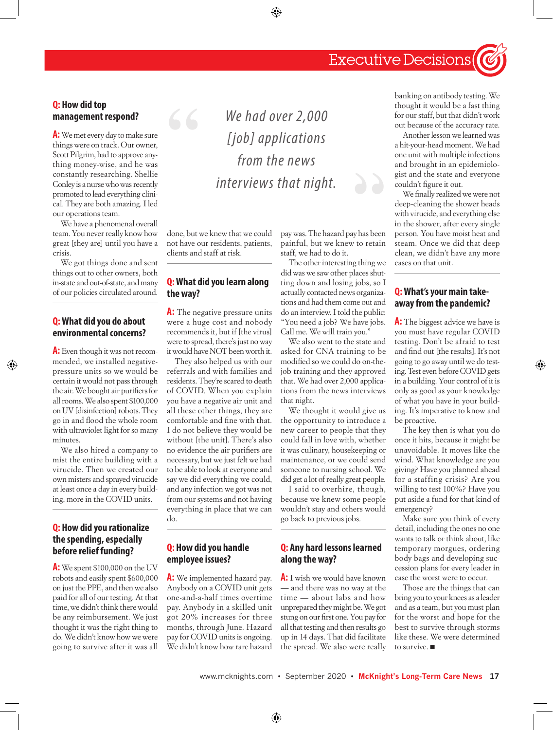**Q: How did top management respond?**

**A:** We met every day to make sure things were on track. Our owner, Scott Pilgrim, had to approve anything money-wise, and he was constantly researching. Shellie Conley is a nurse who was recently promoted to lead everything clinical. They are both amazing. I led our operations team.

We have a phenomenal overall team. You never really know how great [they are] until you have a crisis.

We got things done and sent things out to other owners, both in-state and out-of-state, and many of our policies circulated around.

**Q: What did you do about environmental concerns?**

**A:** Even though it was not recommended, we installed negative-pressure units so we would be certain it would not pass through the air. We bought air purifiers for all rooms. We also spent $100,000 on UV [disinfection] robots. They go in and flood the whole room with ultraviolet light for so many minutes.

We also hired a company to mist the entire building with a virucide. Then we created our own misters and sprayed virucide at least once a day in every building, more in the COVID units.

**Q: How did you rationalize the spending, especially before relief funding?**

**A:** We spent $100,000 on the UV robots and easily spent $600,000 on just the PPE, and then we also paid for all of our testing. At that time, we didn't think there would be any reimbursement. We just thought it was the right thing to do. We didn't know how we were going to survive after it was all done, but we knew that we could not have our residents, patients, clients and staff at risk.

> We had over 2,000 [job] applications from the news interviews that night.

**Q: What did you learn along the way?**

**A:** The negative pressure units were a huge cost and nobody recommends it, but if [the virus] were to spread, there's just no way it would have NOT been worth it.

They also helped us with our referrals and with families and residents. They're scared to death of COVID. When you explain you have a negative air unit and all these other things, they are comfortable and fine with that. I do not believe they would be without [the unit]. There's also no evidence the air purifiers are necessary, but we just felt we had to be able to look at everyone and say we did everything we could, and any infection we got was not from our systems and not having everything in place that we can do.

**Q: How did you handle employee issues?**

**A:** We implemented hazard pay. Anybody on a COVID unit gets one-and-a-half times overtime pay. Anybody in a skilled unit got 20% increases for three months, through June. Hazard pay for COVID units is ongoing. We didn't know how rare hazard pay was. The hazard pay has been painful, but we knew to retain staff, we had to do it.

The other interesting thing we did was we saw other places shutting down and losing jobs, so I actually contacted news organizations and had them come out and do an interview. I told the public: "You need a job? We have jobs. Call me. We will train you."

We also went to the state and asked for CNA training to be modified so we could do on-the-job training and they approved that. We had over 2,000 applications from the news interviews that night.

We thought it would give us the opportunity to introduce a new career to people that they could fall in love with, whether it was culinary, housekeeping or maintenance, or we could send someone to nursing school. We did get a lot of really great people.

I said to overhire, though, because we knew some people wouldn't stay and others would go back to previous jobs.

**Q: Any hard lessons learned along the way?**

**A:** I wish we would have known — and there was no way at the time — about labs and how unprepared they might be. We got stung on our first one. You pay for all that testing and then results go up in 14 days. That did facilitate the spread. We also were really banking on antibody testing. We thought it would be a fast thing for our staff, but that didn't work out because of the accuracy rate.

Another lesson we learned was a hit-your-head moment. We had one unit with multiple infections and brought in an epidemiologist and the state and everyone couldn't figure it out.

We finally realized we were not deep-cleaning the shower heads with virucide, and everything else in the shower, after every single person. You have moist heat and steam. Once we did that deep clean, we didn't have any more cases on that unit.

**Q: What's your main takeaway from the pandemic?**

**A:** The biggest advice we have is you must have regular COVID testing. Don't be afraid to test and find out [the results]. It's not going to go away until we do testing. Test even before COVID gets in a building. Your control of it is only as good as your knowledge of what you have in your building. It's imperative to know and be proactive.

The key then is what you do once it hits, because it might be unavoidable. It moves like the wind. What knowledge are you giving? Have you planned ahead for a staffing crisis? Are you willing to test 100%? Have you put aside a fund for that kind of emergency?

Make sure you think of every detail, including the ones no one wants to talk or think about, like temporary morgues, ordering body bags and developing succession plans for every leader in case the worst were to occur.

Those are the things that can bring you to your knees as a leader and as a team, but you must plan for the worst and hope for the best to survive through storms like these. We were determined to survive. ■